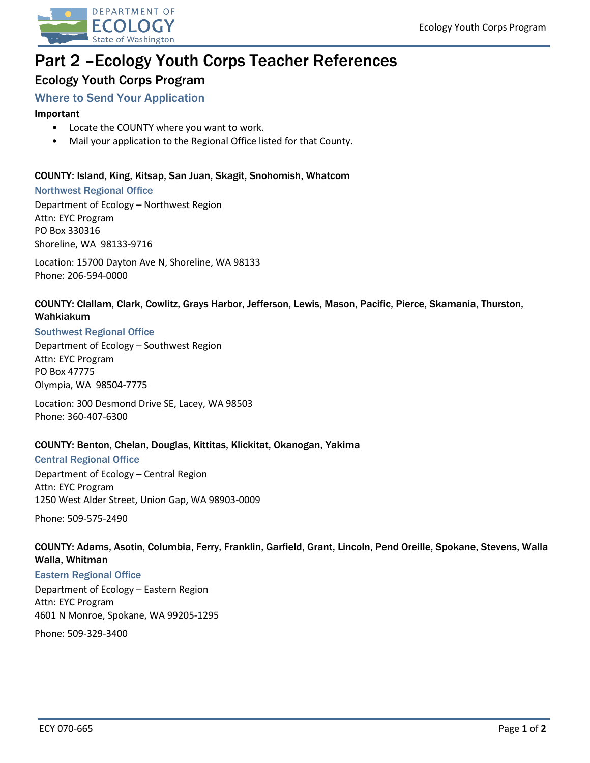# Part 2 –Ecology Youth Corps Teacher References

## Ecology Youth Corps Program

### Where to Send Your Application

**Important**

- Locate the COUNTY where you want to work.
- Mail your application to the Regional Office listed for that County.

#### COUNTY: Island, King, Kitsap, San Juan, Skagit, Snohomish, Whatcom

**Northwest Regional Office**

Department of Ecology – Northwest Region
Attn: EYC Program
PO Box 330316
Shoreline, WA 98133-9716

Location: 15700 Dayton Ave N, Shoreline, WA 98133
Phone: 206-594-0000

#### COUNTY: Clallam, Clark, Cowlitz, Grays Harbor, Jefferson, Lewis, Mason, Pacific, Pierce, Skamania, Thurston, Wahkiakum

**Southwest Regional Office**

Department of Ecology – Southwest Region
Attn: EYC Program
PO Box 47775
Olympia, WA 98504-7775

Location: 300 Desmond Drive SE, Lacey, WA 98503
Phone: 360-407-6300

#### COUNTY: Benton, Chelan, Douglas, Kittitas, Klickitat, Okanogan, Yakima

**Central Regional Office**

Department of Ecology – Central Region
Attn: EYC Program
1250 West Alder Street, Union Gap, WA 98903-0009

Phone: 509-575-2490

#### COUNTY: Adams, Asotin, Columbia, Ferry, Franklin, Garfield, Grant, Lincoln, Pend Oreille, Spokane, Stevens, Walla Walla, Whitman

**Eastern Regional Office**

Department of Ecology – Eastern Region
Attn: EYC Program
4601 N Monroe, Spokane, WA 99205-1295

Phone: 509-329-3400

ECY 070-665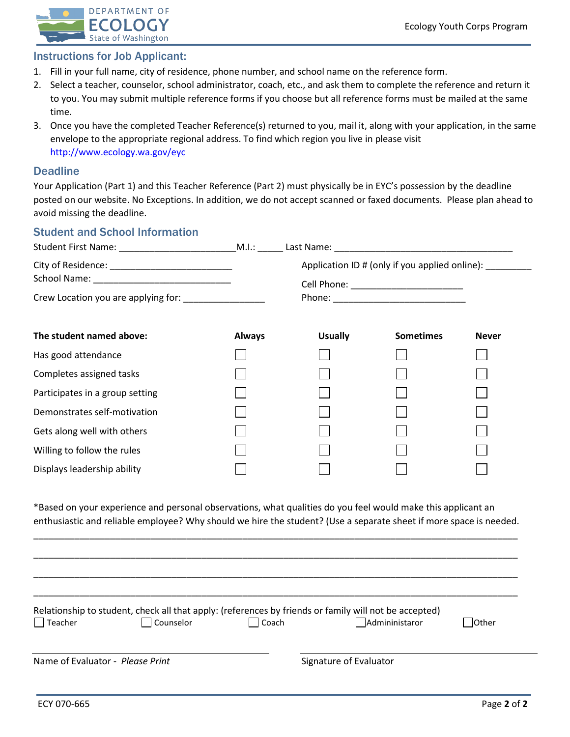## Instructions for Job Applicant:

1. Fill in your full name, city of residence, phone number, and school name on the reference form.
2. Select a teacher, counselor, school administrator, coach, etc., and ask them to complete the reference and return it to you. You may submit multiple reference forms if you choose but all reference forms must be mailed at the same time.
3. Once you have the completed Teacher Reference(s) returned to you, mail it, along with your application, in the same envelope to the appropriate regional address. To find which region you live in please visit http://www.ecology.wa.gov/eyc

## Deadline

Your Application (Part 1) and this Teacher Reference (Part 2) must physically be in EYC's possession by the deadline posted on our website. No Exceptions. In addition, we do not accept scanned or faxed documents. Please plan ahead to avoid missing the deadline.

## Student and School Information

Student First Name: ______________________M.I.: _____ Last Name: ___________________________________

City of Residence: _______________________

School Name: ___________________________

Crew Location you are applying for: ________________

Application ID # (only if you applied online): _________

Cell Phone: ______________________

Phone: __________________________

| The student named above: | Always | Usually | Sometimes | Never |
|---|---|---|---|---|
| Has good attendance | ☐ | ☐ | ☐ | ☐ |
| Completes assigned tasks | ☐ | ☐ | ☐ | ☐ |
| Participates in a group setting | ☐ | ☐ | ☐ | ☐ |
| Demonstrates self-motivation | ☐ | ☐ | ☐ | ☐ |
| Gets along well with others | ☐ | ☐ | ☐ | ☐ |
| Willing to follow the rules | ☐ | ☐ | ☐ | ☐ |
| Displays leadership ability | ☐ | ☐ | ☐ | ☐ |

*Based on your experience and personal observations, what qualities do you feel would make this applicant an enthusiastic and reliable employee? Why should we hire the student? (Use a separate sheet if more space is needed.

_______________________________________________________________________________________________

_______________________________________________________________________________________________

_______________________________________________________________________________________________

_______________________________________________________________________________________________

Relationship to student, check all that apply: (references by friends or family will not be accepted)

☐ Teacher ☐ Counselor ☐ Coach ☐ Admininistaror ☐ Other

Name of Evaluator - *Please Print*

Signature of Evaluator

ECY 070-665